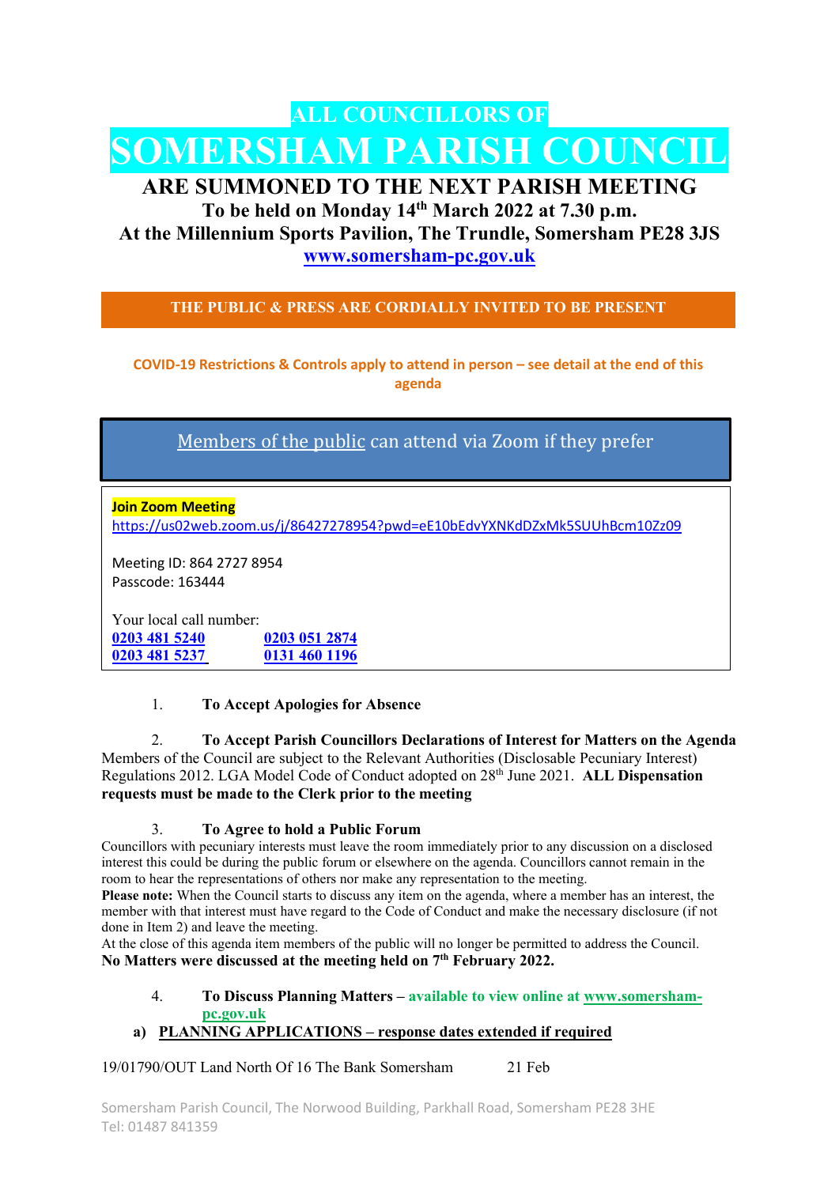# ALL COUNCILLORS OF

# SOMERSHAM PARISH COUNCIL

## ARE SUMMONED TO THE NEXT PARISH MEETING

**To be held on Monday 14th March 2022 at 7.30 p.m.**

**At the Millennium Sports Pavilion, The Trundle, Somersham PE28 3JS**

**www.somersham-pc.gov.uk**

**THE PUBLIC & PRESS ARE CORDIALLY INVITED TO BE PRESENT**

**COVID-19 Restrictions & Controls apply to attend in person – see detail at the end of this agenda**

Members of the public can attend via Zoom if they prefer

**Join Zoom Meeting**
https://us02web.zoom.us/j/86427278954?pwd=eE10bEdvYXNKdDZxMk5SUUhBcm10Zz09

Meeting ID: 864 2727 8954
Passcode: 163444

Your local call number:

| | |
|---|---|
| 0203 481 5240 | 0203 051 2874 |
| 0203 481 5237 | 0131 460 1196 |

1. **To Accept Apologies for Absence**

2. **To Accept Parish Councillors Declarations of Interest for Matters on the Agenda**
Members of the Council are subject to the Relevant Authorities (Disclosable Pecuniary Interest) Regulations 2012. LGA Model Code of Conduct adopted on 28th June 2021. **ALL Dispensation requests must be made to the Clerk prior to the meeting**

3. **To Agree to hold a Public Forum**
Councillors with pecuniary interests must leave the room immediately prior to any discussion on a disclosed interest this could be during the public forum or elsewhere on the agenda. Councillors cannot remain in the room to hear the representations of others nor make any representation to the meeting.
**Please note:** When the Council starts to discuss any item on the agenda, where a member has an interest, the member with that interest must have regard to the Code of Conduct and make the necessary disclosure (if not done in Item 2) and leave the meeting.
At the close of this agenda item members of the public will no longer be permitted to address the Council.
**No Matters were discussed at the meeting held on 7th February 2022.**

4. **To Discuss Planning Matters** – **available to view online at www.somersham-pc.gov.uk**

**a) PLANNING APPLICATIONS – response dates extended if required**

19/01790/OUT Land North Of 16 The Bank Somersham 21 Feb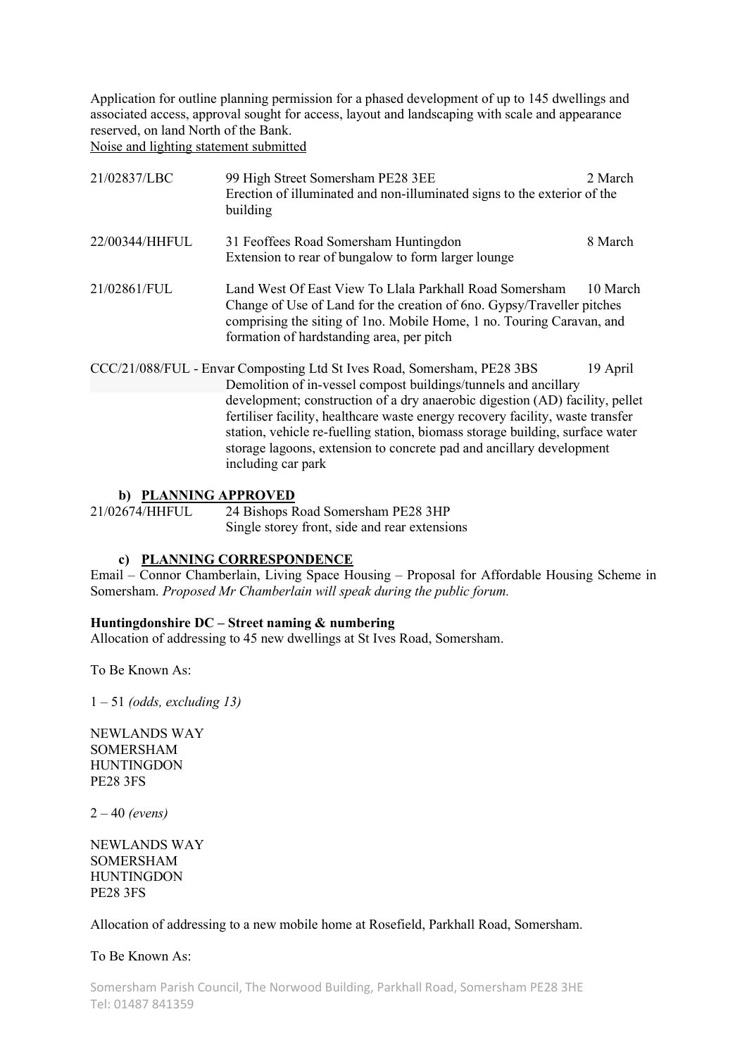Application for outline planning permission for a phased development of up to 145 dwellings and associated access, approval sought for access, layout and landscaping with scale and appearance reserved, on land North of the Bank.
<u>Noise and lighting statement submitted</u>

| | | |
|---|---|---|
| 21/02837/LBC | 99 High Street Somersham PE28 3EE<br>Erection of illuminated and non-illuminated signs to the exterior of the building | 2 March |
| 22/00344/HHFUL | 31 Feoffees Road Somersham Huntingdon<br>Extension to rear of bungalow to form larger lounge | 8 March |
| 21/02861/FUL | Land West Of East View To Llala Parkhall Road Somersham<br>Change of Use of Land for the creation of 6no. Gypsy/Traveller pitches comprising the siting of 1no. Mobile Home, 1 no. Touring Caravan, and formation of hardstanding area, per pitch | 10 March |
| CCC/21/088/FUL | Envar Composting Ltd St Ives Road, Somersham, PE28 3BS<br>Demolition of in-vessel compost buildings/tunnels and ancillary development; construction of a dry anaerobic digestion (AD) facility, pellet fertiliser facility, healthcare waste energy recovery facility, waste transfer station, vehicle re-fuelling station, biomass storage building, surface water storage lagoons, extension to concrete pad and ancillary development including car park | 19 April |

### b) PLANNING APPROVED

| | |
|---|---|
| 21/02674/HHFUL | 24 Bishops Road Somersham PE28 3HP<br>Single storey front, side and rear extensions |

### c) PLANNING CORRESPONDENCE

Email – Connor Chamberlain, Living Space Housing – Proposal for Affordable Housing Scheme in Somersham. *Proposed Mr Chamberlain will speak during the public forum.*

**Huntingdonshire DC – Street naming & numbering**

Allocation of addressing to 45 new dwellings at St Ives Road, Somersham.

To Be Known As:

1 – 51 *(odds, excluding 13)*

NEWLANDS WAY
SOMERSHAM
HUNTINGDON
PE28 3FS

2 – 40 *(evens)*

NEWLANDS WAY
SOMERSHAM
HUNTINGDON
PE28 3FS

Allocation of addressing to a new mobile home at Rosefield, Parkhall Road, Somersham.

To Be Known As: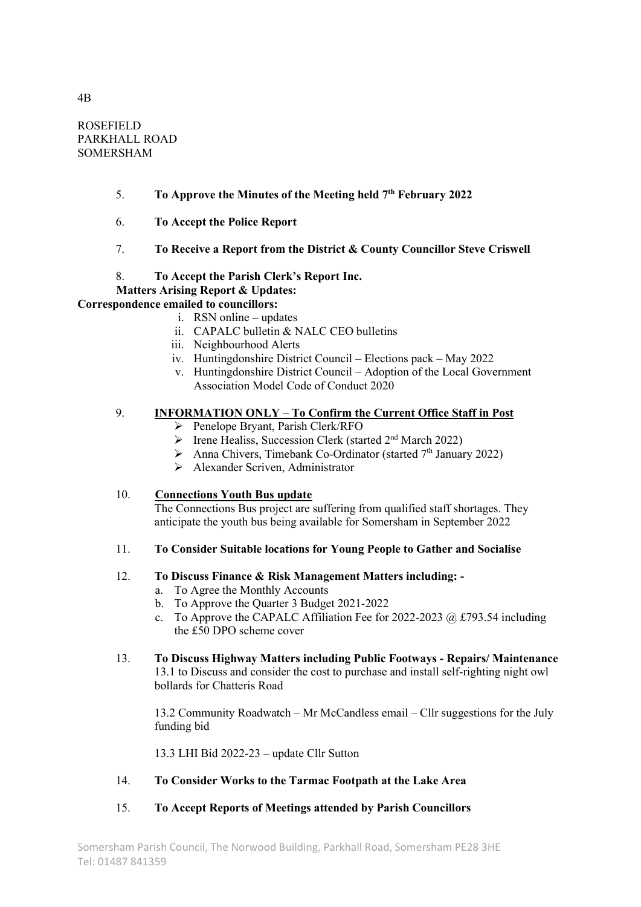4B

ROSEFIELD
PARKHALL ROAD
SOMERSHAM

5. **To Approve the Minutes of the Meeting held 7th February 2022**

6. **To Accept the Police Report**

7. **To Receive a Report from the District & County Councillor Steve Criswell**

8. **To Accept the Parish Clerk's Report Inc.**
   **Matters Arising Report & Updates:**

**Correspondence emailed to councillors:**

   i. RSN online – updates
   ii. CAPALC bulletin & NALC CEO bulletins
   iii. Neighbourhood Alerts
   iv. Huntingdonshire District Council – Elections pack – May 2022
   v. Huntingdonshire District Council – Adoption of the Local Government Association Model Code of Conduct 2020

9. **INFORMATION ONLY – To Confirm the Current Office Staff in Post**
   - Penelope Bryant, Parish Clerk/RFO
   - Irene Healiss, Succession Clerk (started 2nd March 2022)
   - Anna Chivers, Timebank Co-Ordinator (started 7th January 2022)
   - Alexander Scriven, Administrator

10. **Connections Youth Bus update**
    The Connections Bus project are suffering from qualified staff shortages. They anticipate the youth bus being available for Somersham in September 2022

11. **To Consider Suitable locations for Young People to Gather and Socialise**

12. **To Discuss Finance & Risk Management Matters including: -**
    a. To Agree the Monthly Accounts
    b. To Approve the Quarter 3 Budget 2021-2022
    c. To Approve the CAPALC Affiliation Fee for 2022-2023 @ £793.54 including the £50 DPO scheme cover

13. **To Discuss Highway Matters including Public Footways - Repairs/ Maintenance**
    13.1 to Discuss and consider the cost to purchase and install self-righting night owl bollards for Chatteris Road

    13.2 Community Roadwatch – Mr McCandless email – Cllr suggestions for the July funding bid

    13.3 LHI Bid 2022-23 – update Cllr Sutton

14. **To Consider Works to the Tarmac Footpath at the Lake Area**

15. **To Accept Reports of Meetings attended by Parish Councillors**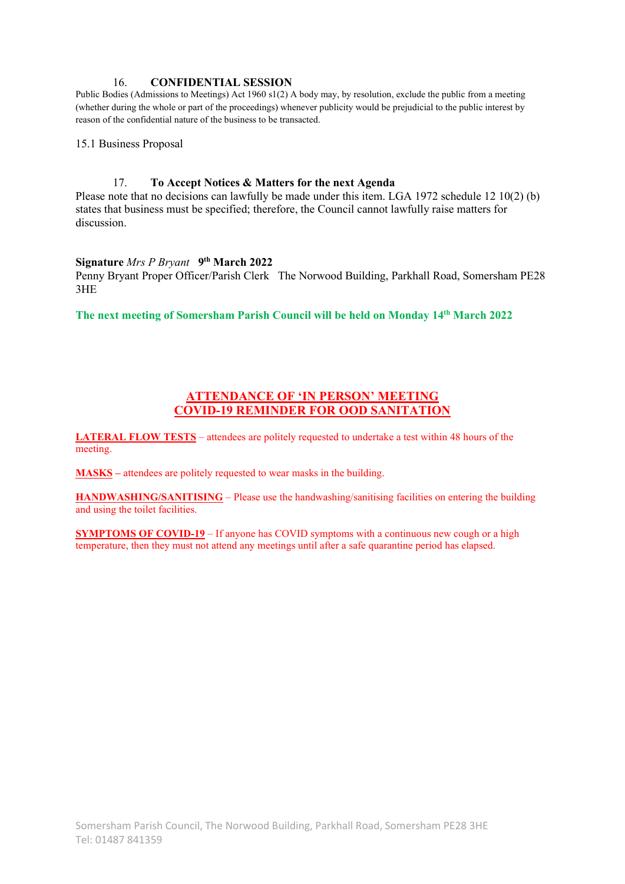### 16. CONFIDENTIAL SESSION

Public Bodies (Admissions to Meetings) Act 1960 s1(2) A body may, by resolution, exclude the public from a meeting (whether during the whole or part of the proceedings) whenever publicity would be prejudicial to the public interest by reason of the confidential nature of the business to be transacted.

15.1 Business Proposal

### 17. To Accept Notices & Matters for the next Agenda

Please note that no decisions can lawfully be made under this item. LGA 1972 schedule 12 10(2) (b) states that business must be specified; therefore, the Council cannot lawfully raise matters for discussion.

**Signature** *Mrs P Bryant* **9th March 2022**

Penny Bryant Proper Officer/Parish Clerk The Norwood Building, Parkhall Road, Somersham PE28 3HE

**The next meeting of Somersham Parish Council will be held on Monday 14th March 2022**

## ATTENDANCE OF 'IN PERSON' MEETING
## COVID-19 REMINDER FOR OOD SANITATION

**LATERAL FLOW TESTS** – attendees are politely requested to undertake a test within 48 hours of the meeting.

**MASKS** – attendees are politely requested to wear masks in the building.

**HANDWASHING/SANITISING** – Please use the handwashing/sanitising facilities on entering the building and using the toilet facilities.

**SYMPTOMS OF COVID-19** – If anyone has COVID symptoms with a continuous new cough or a high temperature, then they must not attend any meetings until after a safe quarantine period has elapsed.